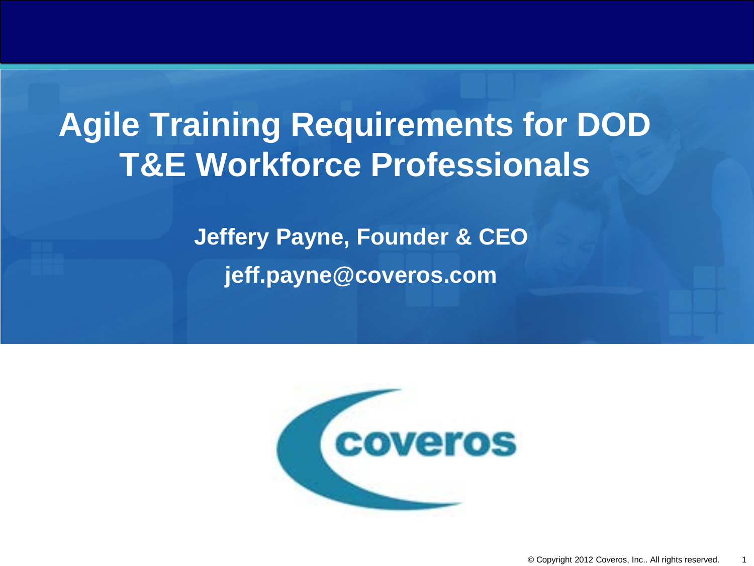# Agile Training Requirements for DOD T&E Workforce Professionals

**Jeffery Payne, Founder & CEO**

**jeff.payne@coveros.com**

coveros

© Copyright 2012 Coveros, Inc.. All rights reserved.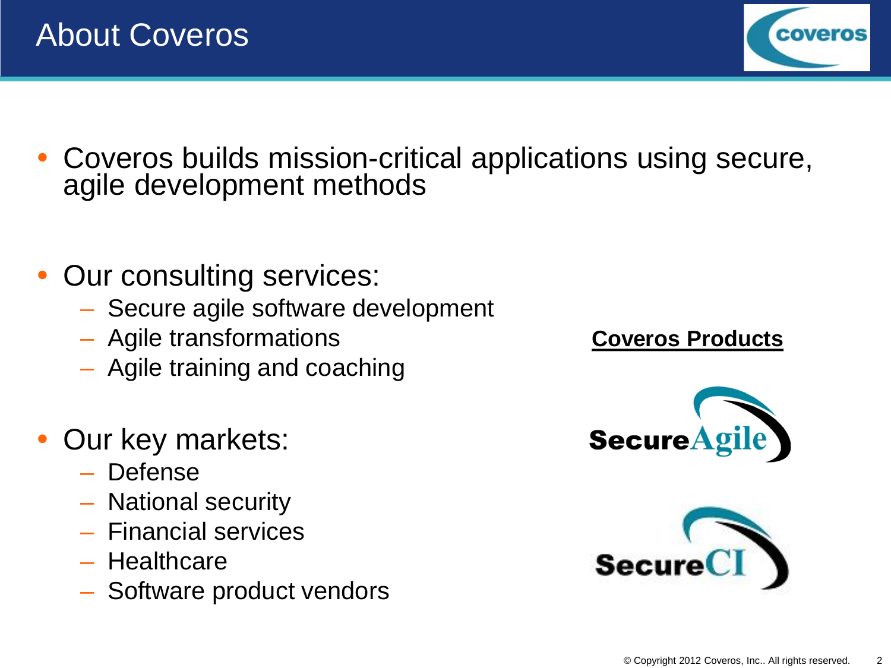# About Coveros

- Coveros builds mission-critical applications using secure, agile development methods

- Our consulting services:
  - Secure agile software development
  - Agile transformations
  - Agile training and coaching

- Our key markets:
  - Defense
  - National security
  - Financial services
  - Healthcare
  - Software product vendors

**Coveros Products**

SecureAgile

SecureCI

© Copyright 2012 Coveros, Inc.. All rights reserved.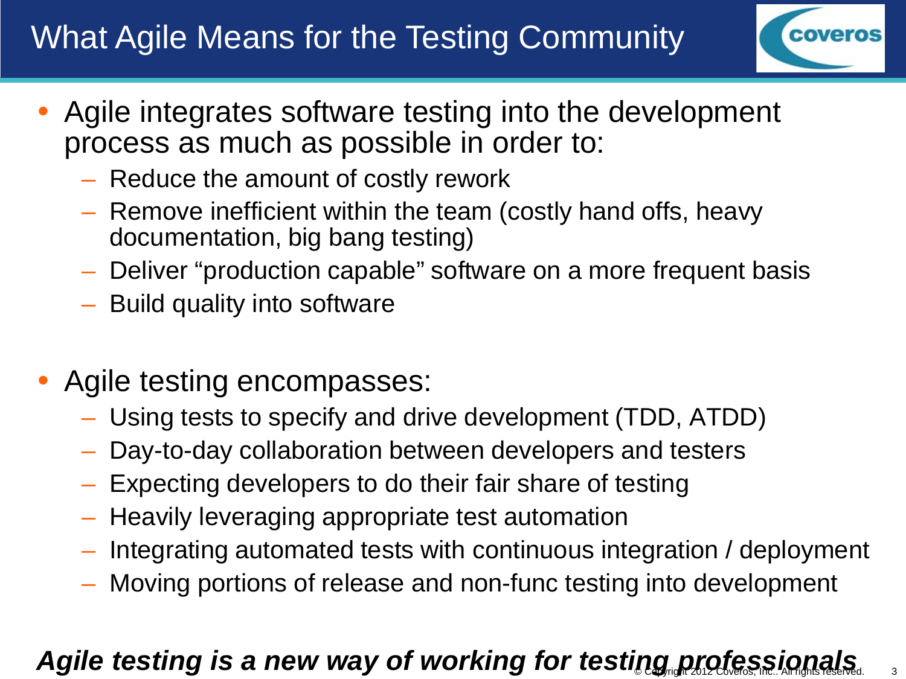# What Agile Means for the Testing Community

- Agile integrates software testing into the development process as much as possible in order to:
  - Reduce the amount of costly rework
  - Remove inefficient within the team (costly hand offs, heavy documentation, big bang testing)
  - Deliver “production capable” software on a more frequent basis
  - Build quality into software

- Agile testing encompasses:
  - Using tests to specify and drive development (TDD, ATDD)
  - Day-to-day collaboration between developers and testers
  - Expecting developers to do their fair share of testing
  - Heavily leveraging appropriate test automation
  - Integrating automated tests with continuous integration / deployment
  - Moving portions of release and non-func testing into development

***Agile testing is a new way of working for testing professionals***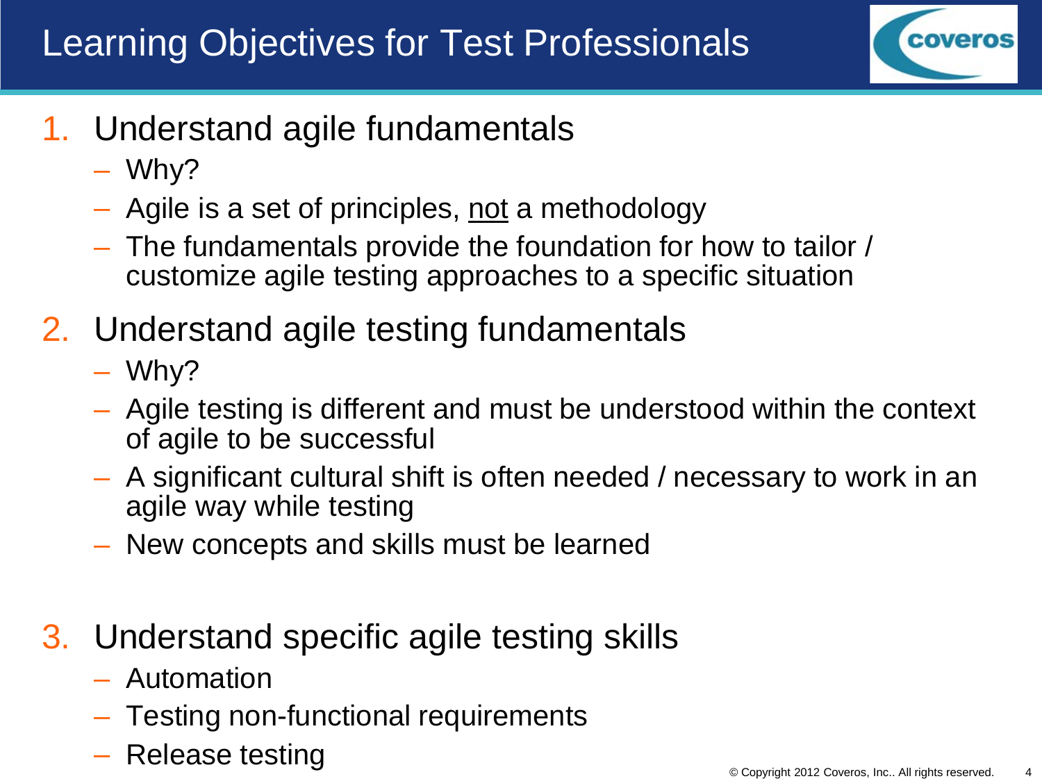# Learning Objectives for Test Professionals

1. Understand agile fundamentals
   - Why?
   - Agile is a set of principles, <u>not</u> a methodology
   - The fundamentals provide the foundation for how to tailor / customize agile testing approaches to a specific situation
2. Understand agile testing fundamentals
   - Why?
   - Agile testing is different and must be understood within the context of agile to be successful
   - A significant cultural shift is often needed / necessary to work in an agile way while testing
   - New concepts and skills must be learned
3. Understand specific agile testing skills
   - Automation
   - Testing non-functional requirements
   - Release testing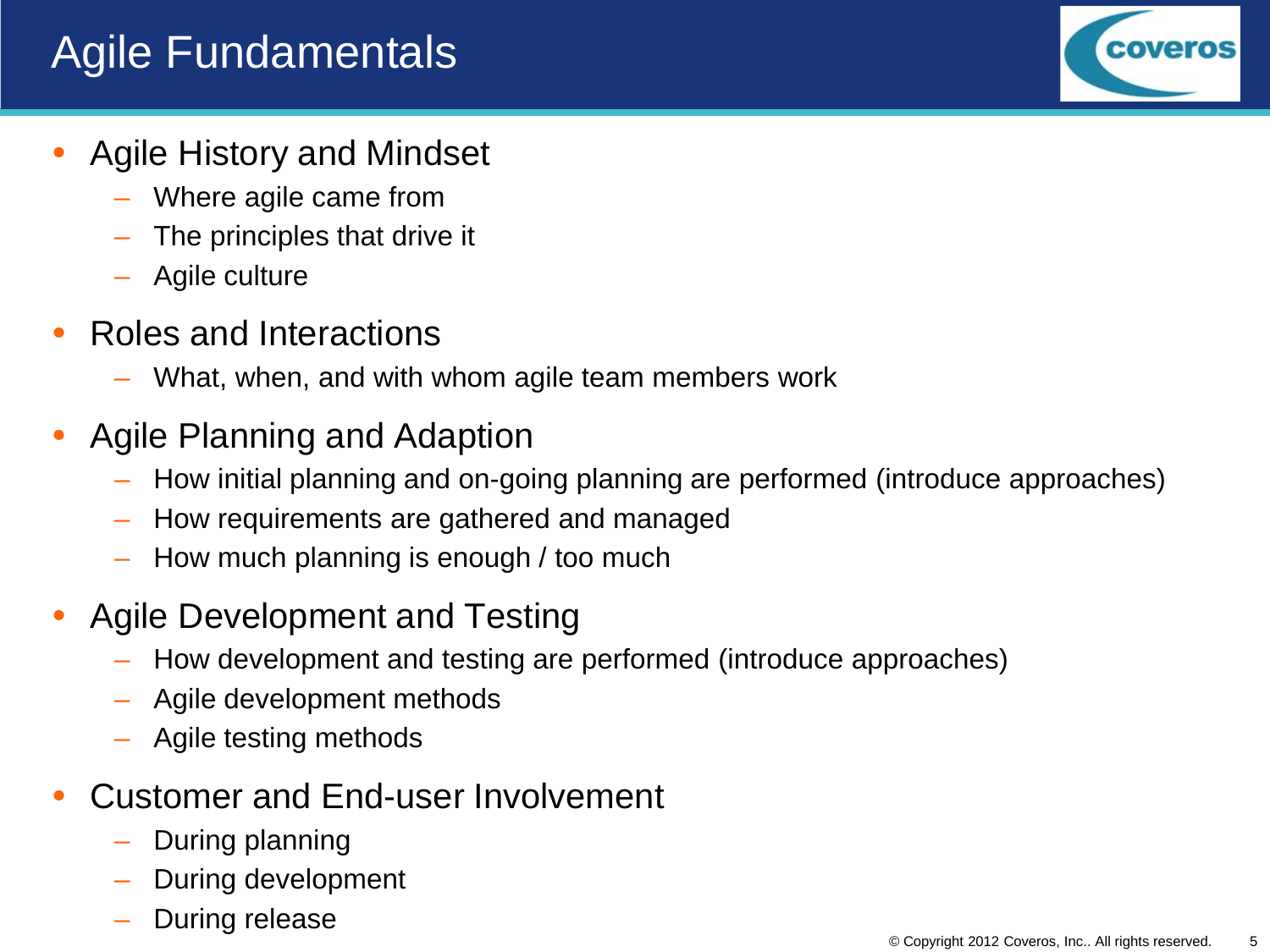# Agile Fundamentals

- Agile History and Mindset
  - Where agile came from
  - The principles that drive it
  - Agile culture
- Roles and Interactions
  - What, when, and with whom agile team members work
- Agile Planning and Adaption
  - How initial planning and on-going planning are performed (introduce approaches)
  - How requirements are gathered and managed
  - How much planning is enough / too much
- Agile Development and Testing
  - How development and testing are performed (introduce approaches)
  - Agile development methods
  - Agile testing methods
- Customer and End-user Involvement
  - During planning
  - During development
  - During release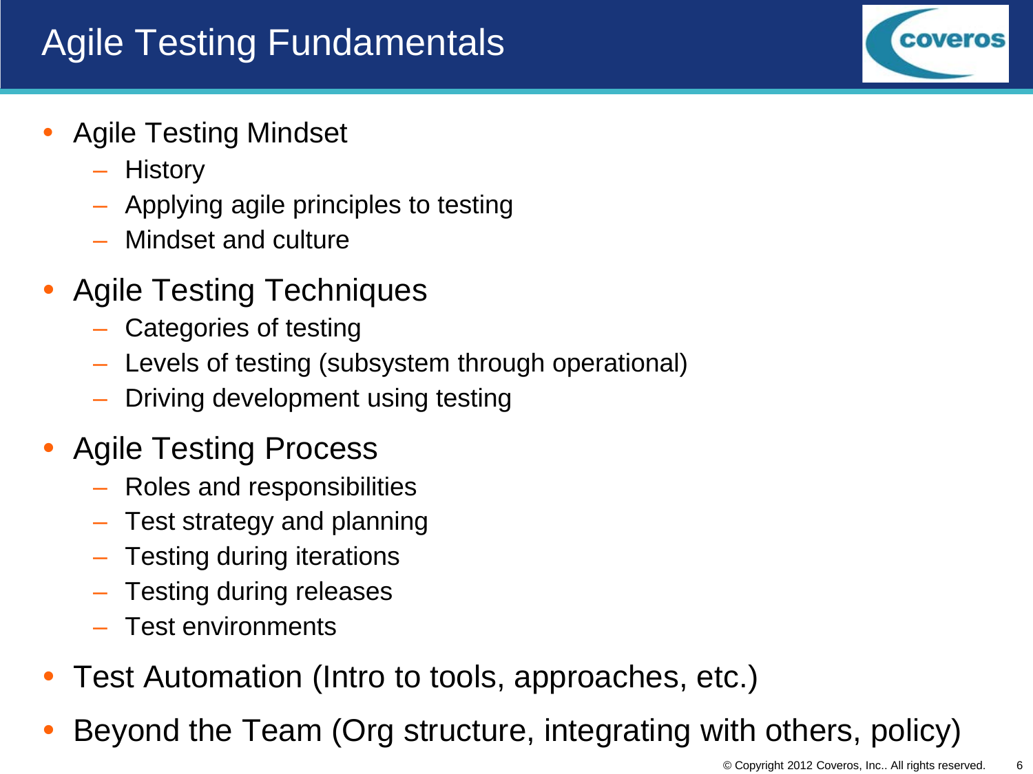# Agile Testing Fundamentals

- Agile Testing Mindset
  - History
  - Applying agile principles to testing
  - Mindset and culture
- Agile Testing Techniques
  - Categories of testing
  - Levels of testing (subsystem through operational)
  - Driving development using testing
- Agile Testing Process
  - Roles and responsibilities
  - Test strategy and planning
  - Testing during iterations
  - Testing during releases
  - Test environments
- Test Automation (Intro to tools, approaches, etc.)
- Beyond the Team (Org structure, integrating with others, policy)

© Copyright 2012 Coveros, Inc.. All rights reserved.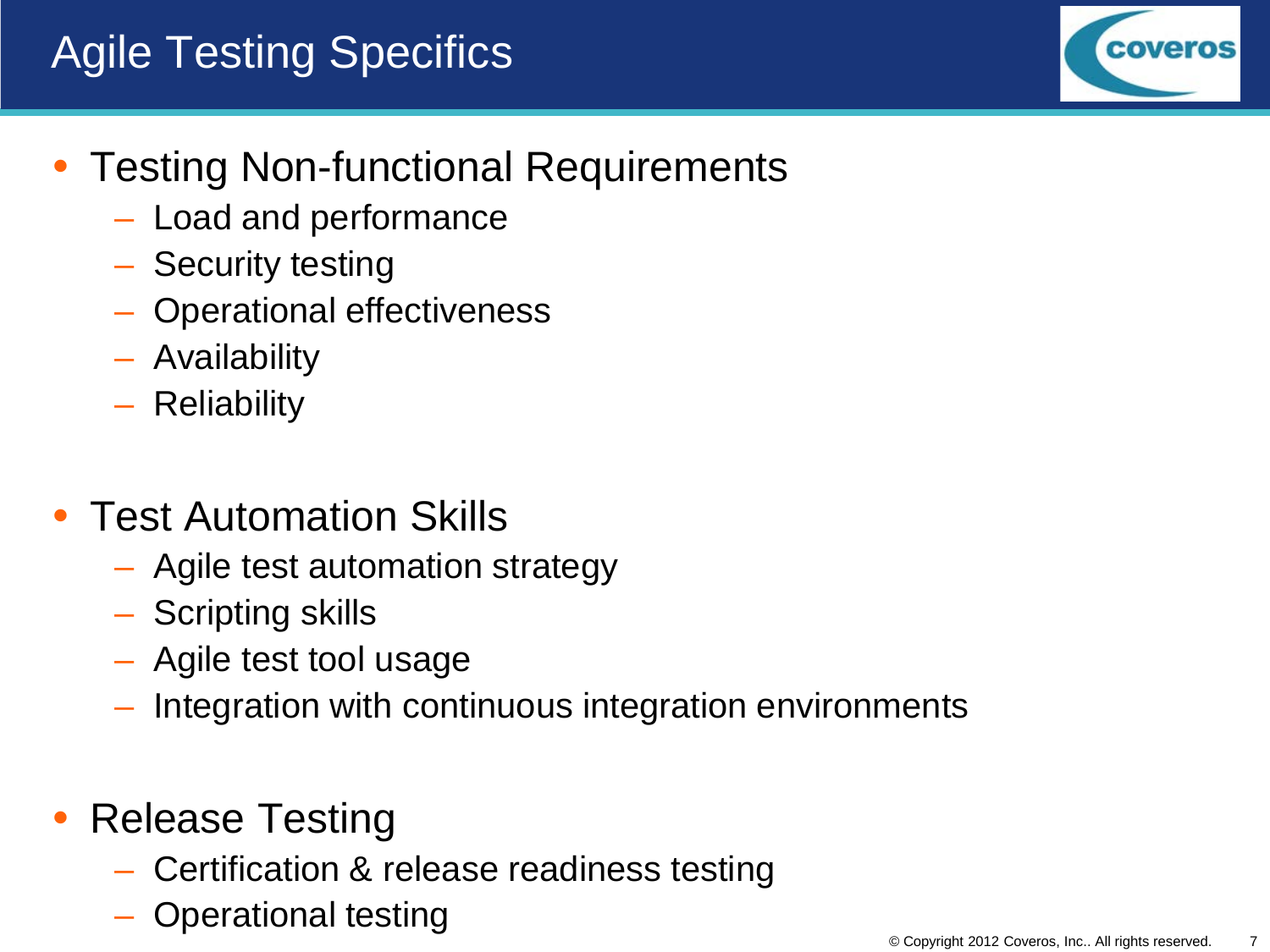# Agile Testing Specifics

- Testing Non-functional Requirements
  - Load and performance
  - Security testing
  - Operational effectiveness
  - Availability
  - Reliability
- Test Automation Skills
  - Agile test automation strategy
  - Scripting skills
  - Agile test tool usage
  - Integration with continuous integration environments
- Release Testing
  - Certification & release readiness testing
  - Operational testing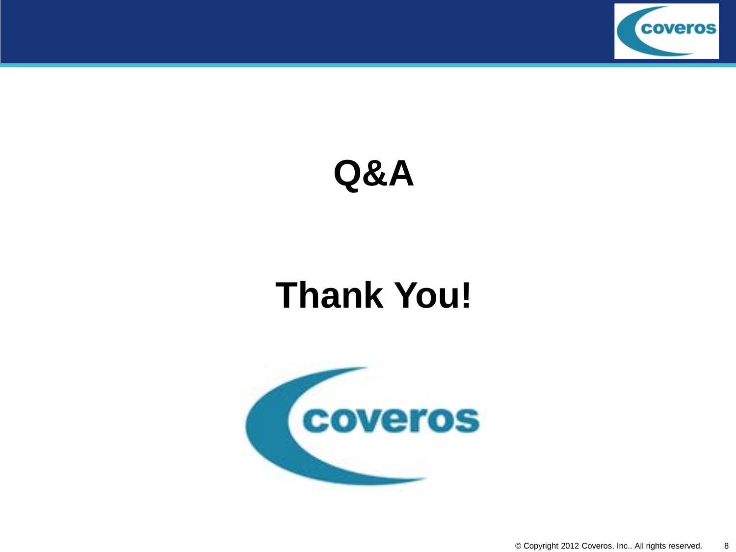# Q&A

# Thank You!